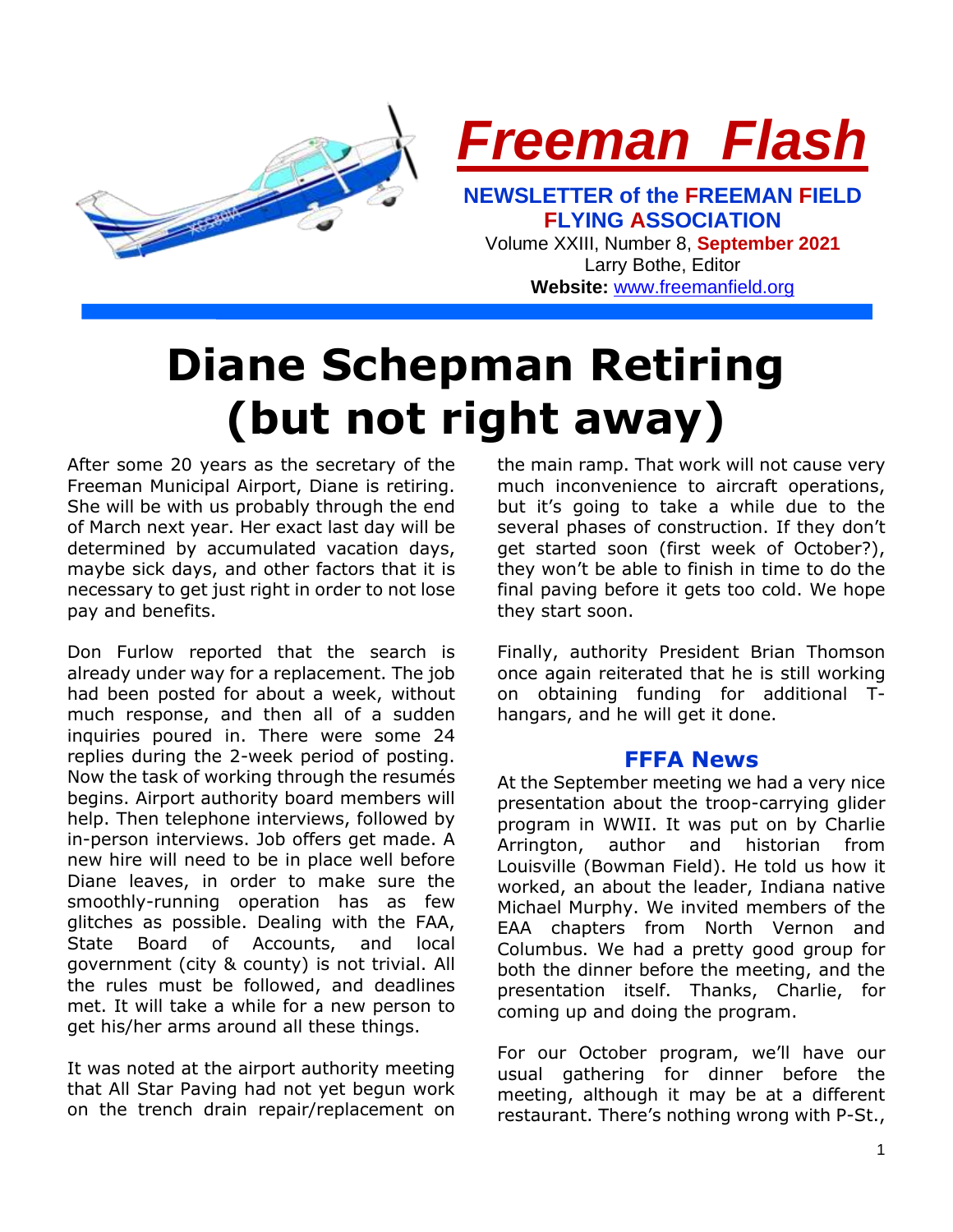# Freeman Flash

**NEWSLETTER of the FREEMAN FIELD FLYING ASSOCIATION**

Volume XXIII, Number 8, **September 2021**

Larry Bothe, Editor

**Website:** www.freemanfield.org

# Diane Schepman Retiring (but not right away)

After some 20 years as the secretary of the Freeman Municipal Airport, Diane is retiring. She will be with us probably through the end of March next year. Her exact last day will be determined by accumulated vacation days, maybe sick days, and other factors that it is necessary to get just right in order to not lose pay and benefits.

Don Furlow reported that the search is already under way for a replacement. The job had been posted for about a week, without much response, and then all of a sudden inquiries poured in. There were some 24 replies during the 2-week period of posting. Now the task of working through the resumés begins. Airport authority board members will help. Then telephone interviews, followed by in-person interviews. Job offers get made. A new hire will need to be in place well before Diane leaves, in order to make sure the smoothly-running operation has as few glitches as possible. Dealing with the FAA, State Board of Accounts, and local government (city & county) is not trivial. All the rules must be followed, and deadlines met. It will take a while for a new person to get his/her arms around all these things.

It was noted at the airport authority meeting that All Star Paving had not yet begun work on the trench drain repair/replacement on the main ramp. That work will not cause very much inconvenience to aircraft operations, but it's going to take a while due to the several phases of construction. If they don't get started soon (first week of October?), they won't be able to finish in time to do the final paving before it gets too cold. We hope they start soon.

Finally, authority President Brian Thomson once again reiterated that he is still working on obtaining funding for additional T-hangars, and he will get it done.

## FFFA News

At the September meeting we had a very nice presentation about the troop-carrying glider program in WWII. It was put on by Charlie Arrington, author and historian from Louisville (Bowman Field). He told us how it worked, an about the leader, Indiana native Michael Murphy. We invited members of the EAA chapters from North Vernon and Columbus. We had a pretty good group for both the dinner before the meeting, and the presentation itself. Thanks, Charlie, for coming up and doing the program.

For our October program, we'll have our usual gathering for dinner before the meeting, although it may be at a different restaurant. There's nothing wrong with P-St.,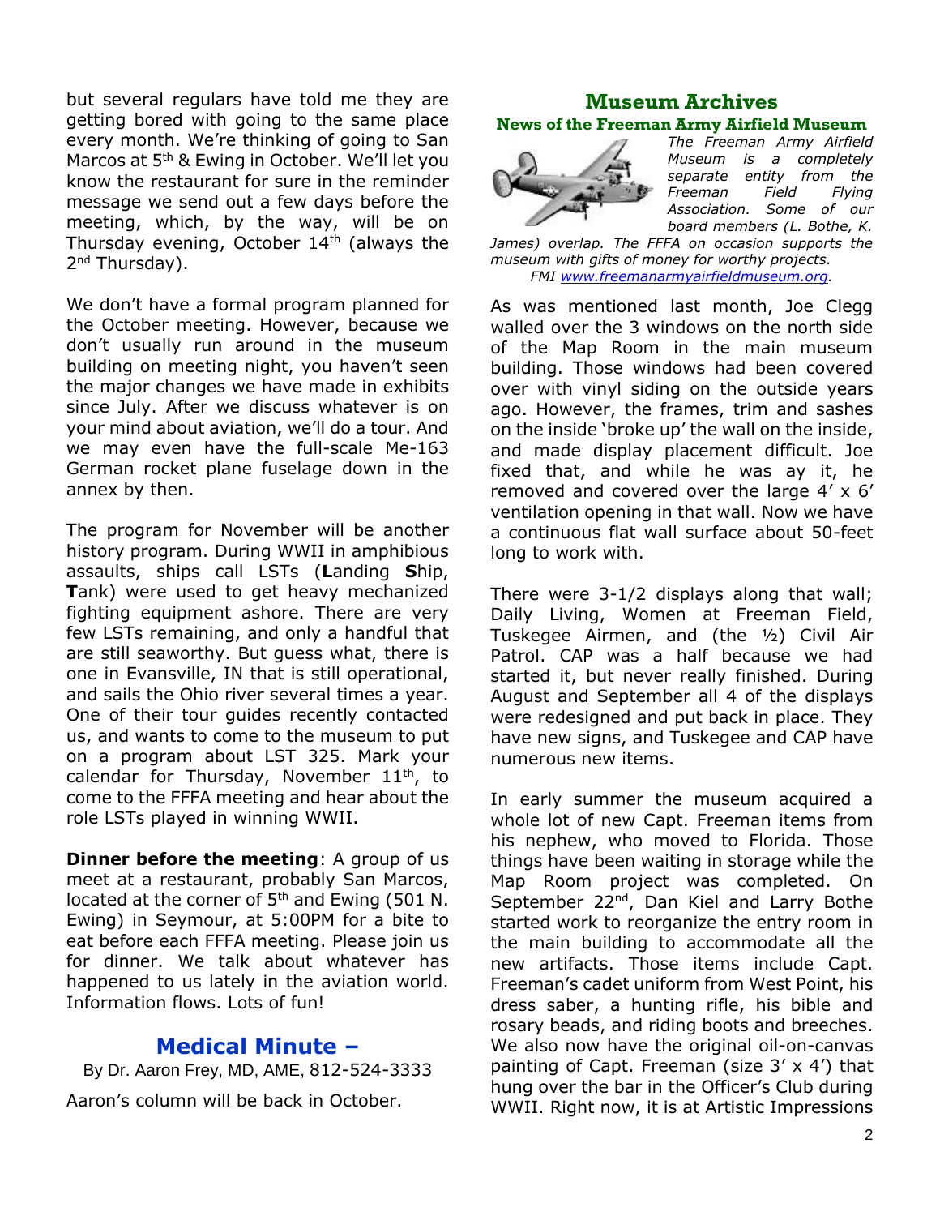but several regulars have told me they are getting bored with going to the same place every month. We're thinking of going to San Marcos at 5th & Ewing in October. We'll let you know the restaurant for sure in the reminder message we send out a few days before the meeting, which, by the way, will be on Thursday evening, October 14th (always the 2nd Thursday).

We don't have a formal program planned for the October meeting. However, because we don't usually run around in the museum building on meeting night, you haven't seen the major changes we have made in exhibits since July. After we discuss whatever is on your mind about aviation, we'll do a tour. And we may even have the full-scale Me-163 German rocket plane fuselage down in the annex by then.

The program for November will be another history program. During WWII in amphibious assaults, ships call LSTs (**L**anding **S**hip, **T**ank) were used to get heavy mechanized fighting equipment ashore. There are very few LSTs remaining, and only a handful that are still seaworthy. But guess what, there is one in Evansville, IN that is still operational, and sails the Ohio river several times a year. One of their tour guides recently contacted us, and wants to come to the museum to put on a program about LST 325. Mark your calendar for Thursday, November 11th, to come to the FFFA meeting and hear about the role LSTs played in winning WWII.

**Dinner before the meeting**: A group of us meet at a restaurant, probably San Marcos, located at the corner of 5th and Ewing (501 N. Ewing) in Seymour, at 5:00PM for a bite to eat before each FFFA meeting. Please join us for dinner. We talk about whatever has happened to us lately in the aviation world. Information flows. Lots of fun!

## Medical Minute –

By Dr. Aaron Frey, MD, AME, 812-524-3333

Aaron's column will be back in October.

## Museum Archives

### News of the Freeman Army Airfield Museum

*The Freeman Army Airfield Museum is a completely separate entity from the Freeman Field Flying Association. Some of our board members (L. Bothe, K. James) overlap. The FFFA on occasion supports the museum with gifts of money for worthy projects. FMI www.freemanarmyairfieldmuseum.org.*

As was mentioned last month, Joe Clegg walled over the 3 windows on the north side of the Map Room in the main museum building. Those windows had been covered over with vinyl siding on the outside years ago. However, the frames, trim and sashes on the inside 'broke up' the wall on the inside, and made display placement difficult. Joe fixed that, and while he was ay it, he removed and covered over the large 4' x 6' ventilation opening in that wall. Now we have a continuous flat wall surface about 50-feet long to work with.

There were 3-1/2 displays along that wall; Daily Living, Women at Freeman Field, Tuskegee Airmen, and (the ½) Civil Air Patrol. CAP was a half because we had started it, but never really finished. During August and September all 4 of the displays were redesigned and put back in place. They have new signs, and Tuskegee and CAP have numerous new items.

In early summer the museum acquired a whole lot of new Capt. Freeman items from his nephew, who moved to Florida. Those things have been waiting in storage while the Map Room project was completed. On September 22nd, Dan Kiel and Larry Bothe started work to reorganize the entry room in the main building to accommodate all the new artifacts. Those items include Capt. Freeman's cadet uniform from West Point, his dress saber, a hunting rifle, his bible and rosary beads, and riding boots and breeches. We also now have the original oil-on-canvas painting of Capt. Freeman (size 3' x 4') that hung over the bar in the Officer's Club during WWII. Right now, it is at Artistic Impressions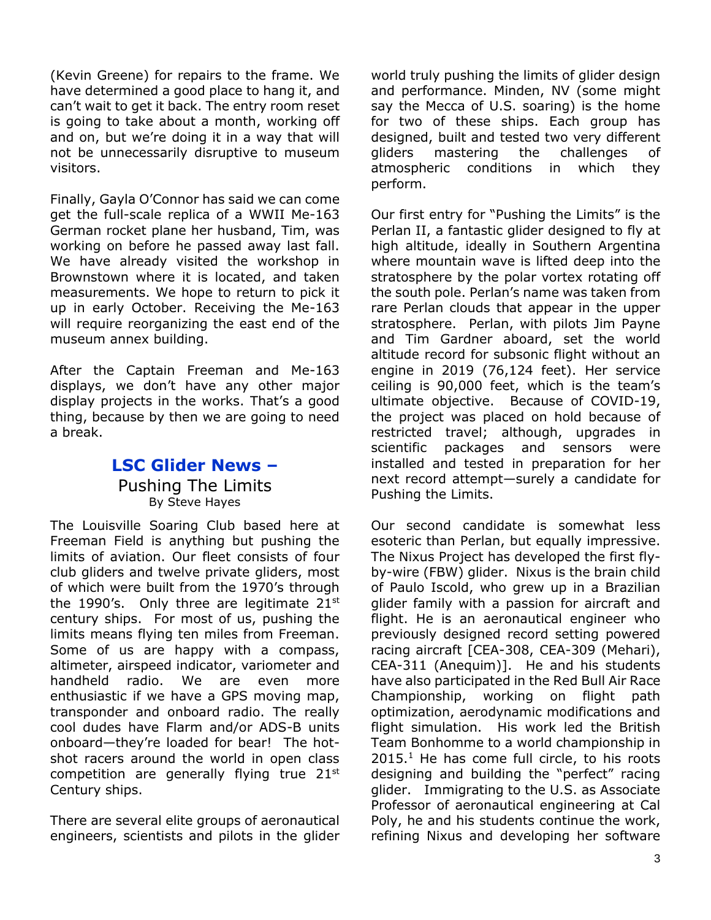(Kevin Greene) for repairs to the frame. We have determined a good place to hang it, and can't wait to get it back. The entry room reset is going to take about a month, working off and on, but we're doing it in a way that will not be unnecessarily disruptive to museum visitors.

Finally, Gayla O'Connor has said we can come get the full-scale replica of a WWII Me-163 German rocket plane her husband, Tim, was working on before he passed away last fall. We have already visited the workshop in Brownstown where it is located, and taken measurements. We hope to return to pick it up in early October. Receiving the Me-163 will require reorganizing the east end of the museum annex building.

After the Captain Freeman and Me-163 displays, we don't have any other major display projects in the works. That's a good thing, because by then we are going to need a break.

## LSC Glider News –

### Pushing The Limits

By Steve Hayes

The Louisville Soaring Club based here at Freeman Field is anything but pushing the limits of aviation. Our fleet consists of four club gliders and twelve private gliders, most of which were built from the 1970's through the 1990's. Only three are legitimate 21st century ships. For most of us, pushing the limits means flying ten miles from Freeman. Some of us are happy with a compass, altimeter, airspeed indicator, variometer and handheld radio. We are even more enthusiastic if we have a GPS moving map, transponder and onboard radio. The really cool dudes have Flarm and/or ADS-B units onboard—they're loaded for bear! The hot-shot racers around the world in open class competition are generally flying true 21st Century ships.

There are several elite groups of aeronautical engineers, scientists and pilots in the glider world truly pushing the limits of glider design and performance. Minden, NV (some might say the Mecca of U.S. soaring) is the home for two of these ships. Each group has designed, built and tested two very different gliders mastering the challenges of atmospheric conditions in which they perform.

Our first entry for "Pushing the Limits" is the Perlan II, a fantastic glider designed to fly at high altitude, ideally in Southern Argentina where mountain wave is lifted deep into the stratosphere by the polar vortex rotating off the south pole. Perlan's name was taken from rare Perlan clouds that appear in the upper stratosphere. Perlan, with pilots Jim Payne and Tim Gardner aboard, set the world altitude record for subsonic flight without an engine in 2019 (76,124 feet). Her service ceiling is 90,000 feet, which is the team's ultimate objective. Because of COVID-19, the project was placed on hold because of restricted travel; although, upgrades in scientific packages and sensors were installed and tested in preparation for her next record attempt—surely a candidate for Pushing the Limits.

Our second candidate is somewhat less esoteric than Perlan, but equally impressive. The Nixus Project has developed the first fly-by-wire (FBW) glider. Nixus is the brain child of Paulo Iscold, who grew up in a Brazilian glider family with a passion for aircraft and flight. He is an aeronautical engineer who previously designed record setting powered racing aircraft [CEA-308, CEA-309 (Mehari), CEA-311 (Anequim)]. He and his students have also participated in the Red Bull Air Race Championship, working on flight path optimization, aerodynamic modifications and flight simulation. His work led the British Team Bonhomme to a world championship in 2015.[1] He has come full circle, to his roots designing and building the "perfect" racing glider. Immigrating to the U.S. as Associate Professor of aeronautical engineering at Cal Poly, he and his students continue the work, refining Nixus and developing her software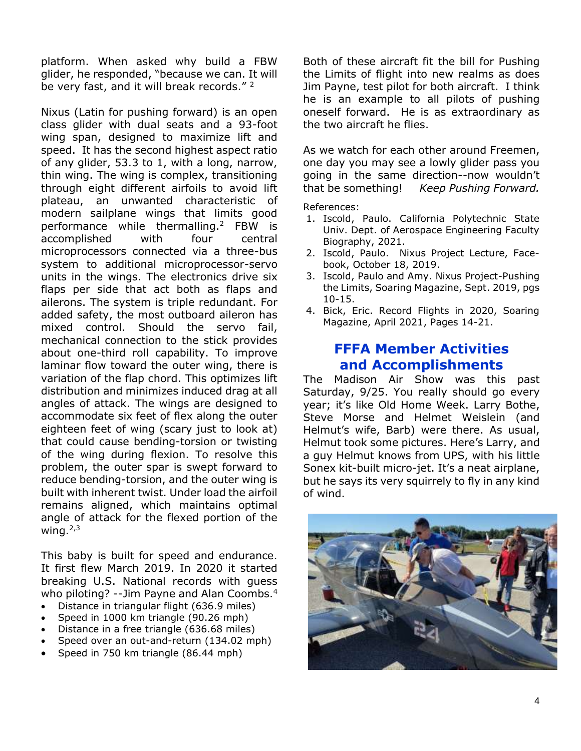platform. When asked why build a FBW glider, he responded, "because we can. It will be very fast, and it will break records." [2]

Nixus (Latin for pushing forward) is an open class glider with dual seats and a 93-foot wing span, designed to maximize lift and speed. It has the second highest aspect ratio of any glider, 53.3 to 1, with a long, narrow, thin wing. The wing is complex, transitioning through eight different airfoils to avoid lift plateau, an unwanted characteristic of modern sailplane wings that limits good performance while thermalling.[2] FBW is accomplished with four central microprocessors connected via a three-bus system to additional microprocessor-servo units in the wings. The electronics drive six flaps per side that act both as flaps and ailerons. The system is triple redundant. For added safety, the most outboard aileron has mixed control. Should the servo fail, mechanical connection to the stick provides about one-third roll capability. To improve laminar flow toward the outer wing, there is variation of the flap chord. This optimizes lift distribution and minimizes induced drag at all angles of attack. The wings are designed to accommodate six feet of flex along the outer eighteen feet of wing (scary just to look at) that could cause bending-torsion or twisting of the wing during flexion. To resolve this problem, the outer spar is swept forward to reduce bending-torsion, and the outer wing is built with inherent twist. Under load the airfoil remains aligned, which maintains optimal angle of attack for the flexed portion of the wing.[2,3]

This baby is built for speed and endurance. It first flew March 2019. In 2020 it started breaking U.S. National records with guess who piloting? --Jim Payne and Alan Coombs.[4]

- Distance in triangular flight (636.9 miles)
- Speed in 1000 km triangle (90.26 mph)
- Distance in a free triangle (636.68 miles)
- Speed over an out-and-return (134.02 mph)
- Speed in 750 km triangle (86.44 mph)

Both of these aircraft fit the bill for Pushing the Limits of flight into new realms as does Jim Payne, test pilot for both aircraft. I think he is an example to all pilots of pushing oneself forward. He is as extraordinary as the two aircraft he flies.

As we watch for each other around Freemen, one day you may see a lowly glider pass you going in the same direction--now wouldn't that be something! *Keep Pushing Forward.*

References:

1. Iscold, Paulo. California Polytechnic State Univ. Dept. of Aerospace Engineering Faculty Biography, 2021.
2. Iscold, Paulo. Nixus Project Lecture, Facebook, October 18, 2019.
3. Iscold, Paulo and Amy. Nixus Project-Pushing the Limits, Soaring Magazine, Sept. 2019, pgs 10-15.
4. Bick, Eric. Record Flights in 2020, Soaring Magazine, April 2021, Pages 14-21.

## FFFA Member Activities and Accomplishments

The Madison Air Show was this past Saturday, 9/25. You really should go every year; it's like Old Home Week. Larry Bothe, Steve Morse and Helmet Weislein (and Helmut's wife, Barb) were there. As usual, Helmut took some pictures. Here's Larry, and a guy Helmut knows from UPS, with his little Sonex kit-built micro-jet. It's a neat airplane, but he says its very squirrely to fly in any kind of wind.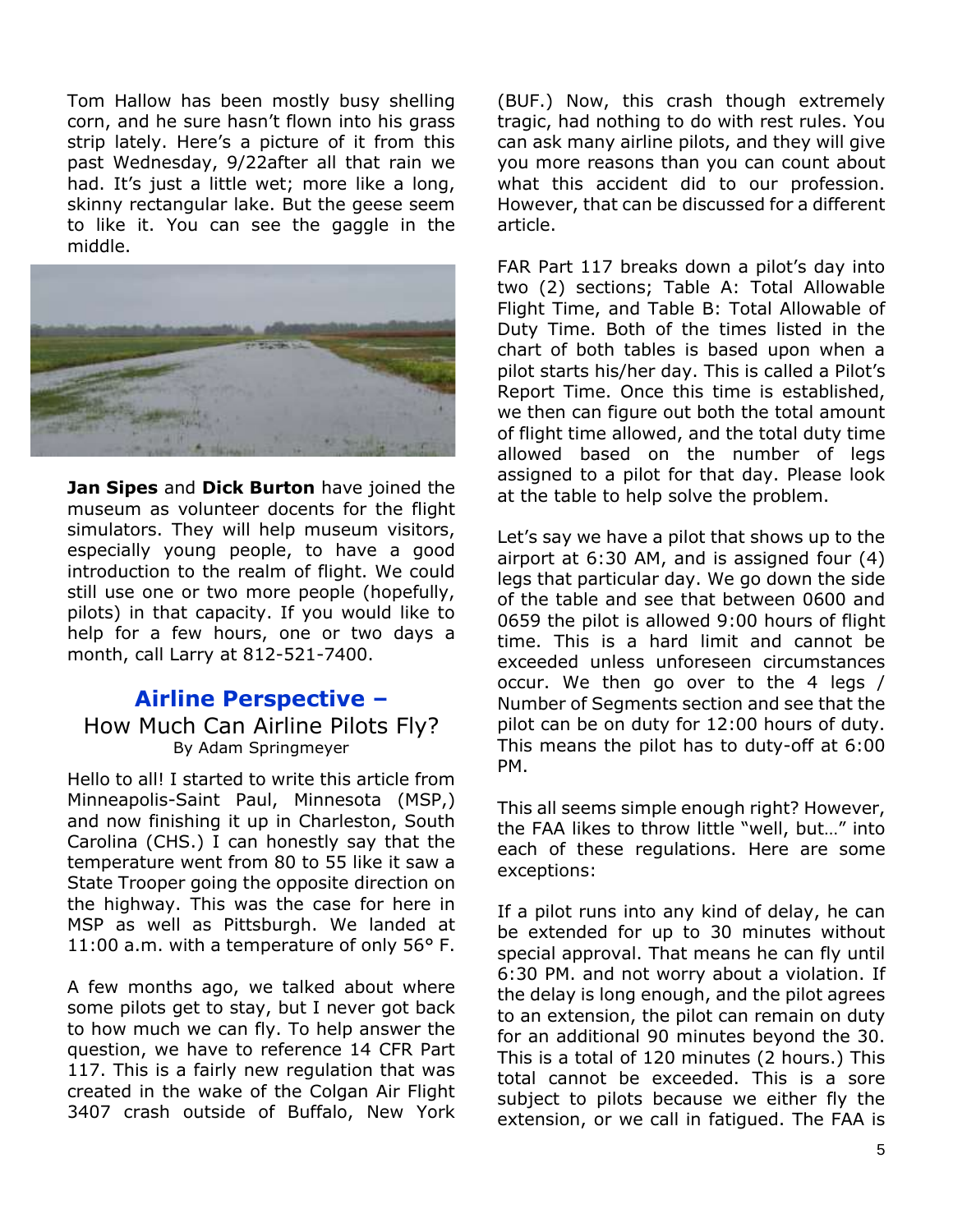Tom Hallow has been mostly busy shelling corn, and he sure hasn't flown into his grass strip lately. Here's a picture of it from this past Wednesday, 9/22after all that rain we had. It's just a little wet; more like a long, skinny rectangular lake. But the geese seem to like it. You can see the gaggle in the middle.

**Jan Sipes** and **Dick Burton** have joined the museum as volunteer docents for the flight simulators. They will help museum visitors, especially young people, to have a good introduction to the realm of flight. We could still use one or two more people (hopefully, pilots) in that capacity. If you would like to help for a few hours, one or two days a month, call Larry at 812-521-7400.

## Airline Perspective –

### How Much Can Airline Pilots Fly?

By Adam Springmeyer

Hello to all! I started to write this article from Minneapolis-Saint Paul, Minnesota (MSP,) and now finishing it up in Charleston, South Carolina (CHS.) I can honestly say that the temperature went from 80 to 55 like it saw a State Trooper going the opposite direction on the highway. This was the case for here in MSP as well as Pittsburgh. We landed at 11:00 a.m. with a temperature of only 56° F.

A few months ago, we talked about where some pilots get to stay, but I never got back to how much we can fly. To help answer the question, we have to reference 14 CFR Part 117. This is a fairly new regulation that was created in the wake of the Colgan Air Flight 3407 crash outside of Buffalo, New York (BUF.) Now, this crash though extremely tragic, had nothing to do with rest rules. You can ask many airline pilots, and they will give you more reasons than you can count about what this accident did to our profession. However, that can be discussed for a different article.

FAR Part 117 breaks down a pilot's day into two (2) sections; Table A: Total Allowable Flight Time, and Table B: Total Allowable of Duty Time. Both of the times listed in the chart of both tables is based upon when a pilot starts his/her day. This is called a Pilot's Report Time. Once this time is established, we then can figure out both the total amount of flight time allowed, and the total duty time allowed based on the number of legs assigned to a pilot for that day. Please look at the table to help solve the problem.

Let's say we have a pilot that shows up to the airport at 6:30 AM, and is assigned four (4) legs that particular day. We go down the side of the table and see that between 0600 and 0659 the pilot is allowed 9:00 hours of flight time. This is a hard limit and cannot be exceeded unless unforeseen circumstances occur. We then go over to the 4 legs / Number of Segments section and see that the pilot can be on duty for 12:00 hours of duty. This means the pilot has to duty-off at 6:00 PM.

This all seems simple enough right? However, the FAA likes to throw little "well, but…" into each of these regulations. Here are some exceptions:

If a pilot runs into any kind of delay, he can be extended for up to 30 minutes without special approval. That means he can fly until 6:30 PM. and not worry about a violation. If the delay is long enough, and the pilot agrees to an extension, the pilot can remain on duty for an additional 90 minutes beyond the 30. This is a total of 120 minutes (2 hours.) This total cannot be exceeded. This is a sore subject to pilots because we either fly the extension, or we call in fatigued. The FAA is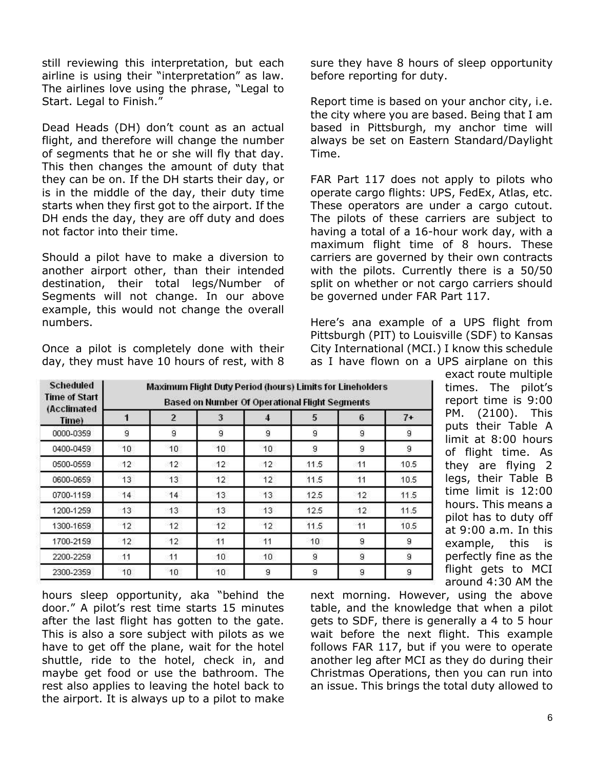still reviewing this interpretation, but each airline is using their "interpretation" as law. The airlines love using the phrase, "Legal to Start. Legal to Finish."

Dead Heads (DH) don't count as an actual flight, and therefore will change the number of segments that he or she will fly that day. This then changes the amount of duty that they can be on. If the DH starts their day, or is in the middle of the day, their duty time starts when they first got to the airport. If the DH ends the day, they are off duty and does not factor into their time.

Should a pilot have to make a diversion to another airport other, than their intended destination, their total legs/Number of Segments will not change. In our above example, this would not change the overall numbers.

Once a pilot is completely done with their day, they must have 10 hours of rest, with 8 hours sleep opportunity, aka "behind the door." A pilot's rest time starts 15 minutes after the last flight has gotten to the gate. This is also a sore subject with pilots as we have to get off the plane, wait for the hotel shuttle, ride to the hotel, check in, and maybe get food or use the bathroom. The rest also applies to leaving the hotel back to the airport. It is always up to a pilot to make sure they have 8 hours of sleep opportunity before reporting for duty.

| Scheduled Time of Start (Acclimated Time) | Maximum Flight Duty Period (hours) Limits for Lineholders Based on Number Of Operational Flight Segments | | | | | | |
|---|---|---|---|---|---|---|---|
| | 1 | 2 | 3 | 4 | 5 | 6 | 7+ |
| 0000-0359 | 9 | 9 | 9 | 9 | 9 | 9 | 9 |
| 0400-0459 | 10 | 10 | 10 | 10 | 9 | 9 | 9 |
| 0500-0559 | 12 | 12 | 12 | 12 | 11.5 | 11 | 10.5 |
| 0600-0659 | 13 | 13 | 12 | 12 | 11.5 | 11 | 10.5 |
| 0700-1159 | 14 | 14 | 13 | 13 | 12.5 | 12 | 11.5 |
| 1200-1259 | 13 | 13 | 13 | 13 | 12.5 | 12 | 11.5 |
| 1300-1659 | 12 | 12 | 12 | 12 | 11.5 | 11 | 10.5 |
| 1700-2159 | 12 | 12 | 11 | 11 | 10 | 9 | 9 |
| 2200-2259 | 11 | 11 | 10 | 10 | 9 | 9 | 9 |
| 2300-2359 | 10 | 10 | 10 | 9 | 9 | 9 | 9 |

Report time is based on your anchor city, i.e. the city where you are based. Being that I am based in Pittsburgh, my anchor time will always be set on Eastern Standard/Daylight Time.

FAR Part 117 does not apply to pilots who operate cargo flights: UPS, FedEx, Atlas, etc. These operators are under a cargo cutout. The pilots of these carriers are subject to having a total of a 16-hour work day, with a maximum flight time of 8 hours. These carriers are governed by their own contracts with the pilots. Currently there is a 50/50 split on whether or not cargo carriers should be governed under FAR Part 117.

Here's ana example of a UPS flight from Pittsburgh (PIT) to Louisville (SDF) to Kansas City International (MCI.) I know this schedule as I have flown on a UPS airplane on this exact route multiple times. The pilot's report time is 9:00 PM. (2100). This puts their Table A limit at 8:00 hours of flight time. As they are flying 2 legs, their Table B time limit is 12:00 hours. This means a pilot has to duty off at 9:00 a.m. In this example, this is perfectly fine as the flight gets to MCI around 4:30 AM the next morning. However, using the above table, and the knowledge that when a pilot gets to SDF, there is generally a 4 to 5 hour wait before the next flight. This example follows FAR 117, but if you were to operate another leg after MCI as they do during their Christmas Operations, then you can run into an issue. This brings the total duty allowed to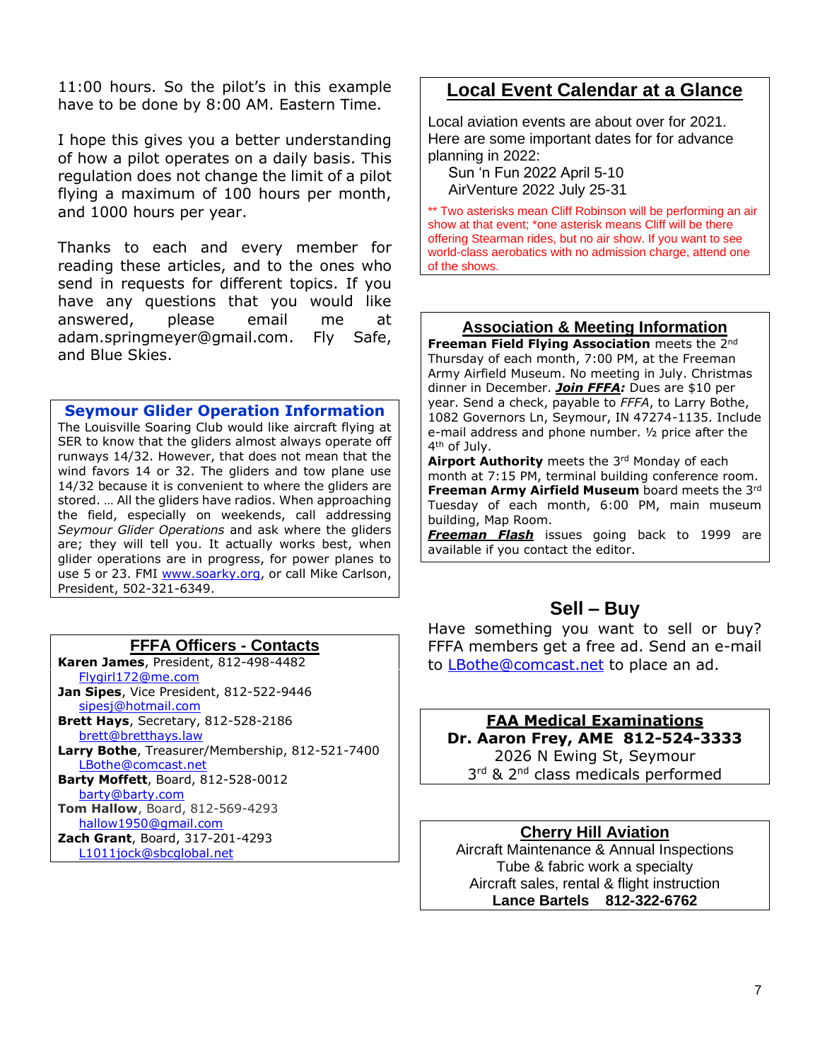11:00 hours. So the pilot's in this example have to be done by 8:00 AM. Eastern Time.

I hope this gives you a better understanding of how a pilot operates on a daily basis. This regulation does not change the limit of a pilot flying a maximum of 100 hours per month, and 1000 hours per year.

Thanks to each and every member for reading these articles, and to the ones who send in requests for different topics. If you have any questions that you would like answered, please email me at adam.springmeyer@gmail.com. Fly Safe, and Blue Skies.

## Seymour Glider Operation Information

The Louisville Soaring Club would like aircraft flying at SER to know that the gliders almost always operate off runways 14/32. However, that does not mean that the wind favors 14 or 32. The gliders and tow plane use 14/32 because it is convenient to where the gliders are stored. … All the gliders have radios. When approaching the field, especially on weekends, call addressing *Seymour Glider Operations* and ask where the gliders are; they will tell you. It actually works best, when glider operations are in progress, for power planes to use 5 or 23. FMI www.soarky.org, or call Mike Carlson, President, 502-321-6349.

## FFFA Officers - Contacts

**Karen James**, President, 812-498-4482
Flygirl172@me.com
**Jan Sipes**, Vice President, 812-522-9446
sipesj@hotmail.com
**Brett Hays**, Secretary, 812-528-2186
brett@bretthays.law
**Larry Bothe**, Treasurer/Membership, 812-521-7400
LBothe@comcast.net
**Barty Moffett**, Board, 812-528-0012
barty@barty.com
**Tom Hallow**, Board, 812-569-4293
hallow1950@gmail.com
**Zach Grant**, Board, 317-201-4293
L1011jock@sbcglobal.net

## Local Event Calendar at a Glance

Local aviation events are about over for 2021. Here are some important dates for for advance planning in 2022:

Sun 'n Fun 2022 April 5-10
AirVenture 2022 July 25-31

** Two asterisks mean Cliff Robinson will be performing an air show at that event; *one asterisk means Cliff will be there offering Stearman rides, but no air show. If you want to see world-class aerobatics with no admission charge, attend one of the shows.

## Association & Meeting Information

**Freeman Field Flying Association** meets the 2nd Thursday of each month, 7:00 PM, at the Freeman Army Airfield Museum. No meeting in July. Christmas dinner in December. ***Join FFFA:*** Dues are $10 per year. Send a check, payable to *FFFA*, to Larry Bothe, 1082 Governors Ln, Seymour, IN 47274-1135. Include e-mail address and phone number. ½ price after the 4th of July.

**Airport Authority** meets the 3rd Monday of each month at 7:15 PM, terminal building conference room.

**Freeman Army Airfield Museum** board meets the 3rd Tuesday of each month, 6:00 PM, main museum building, Map Room.

***Freeman Flash*** issues going back to 1999 are available if you contact the editor.

## Sell – Buy

Have something you want to sell or buy? FFFA members get a free ad. Send an e-mail to LBothe@comcast.net to place an ad.

## FAA Medical Examinations

**Dr. Aaron Frey, AME 812-524-3333**
2026 N Ewing St, Seymour
3rd & 2nd class medicals performed

## Cherry Hill Aviation

Aircraft Maintenance & Annual Inspections
Tube & fabric work a specialty
Aircraft sales, rental & flight instruction
**Lance Bartels 812-322-6762**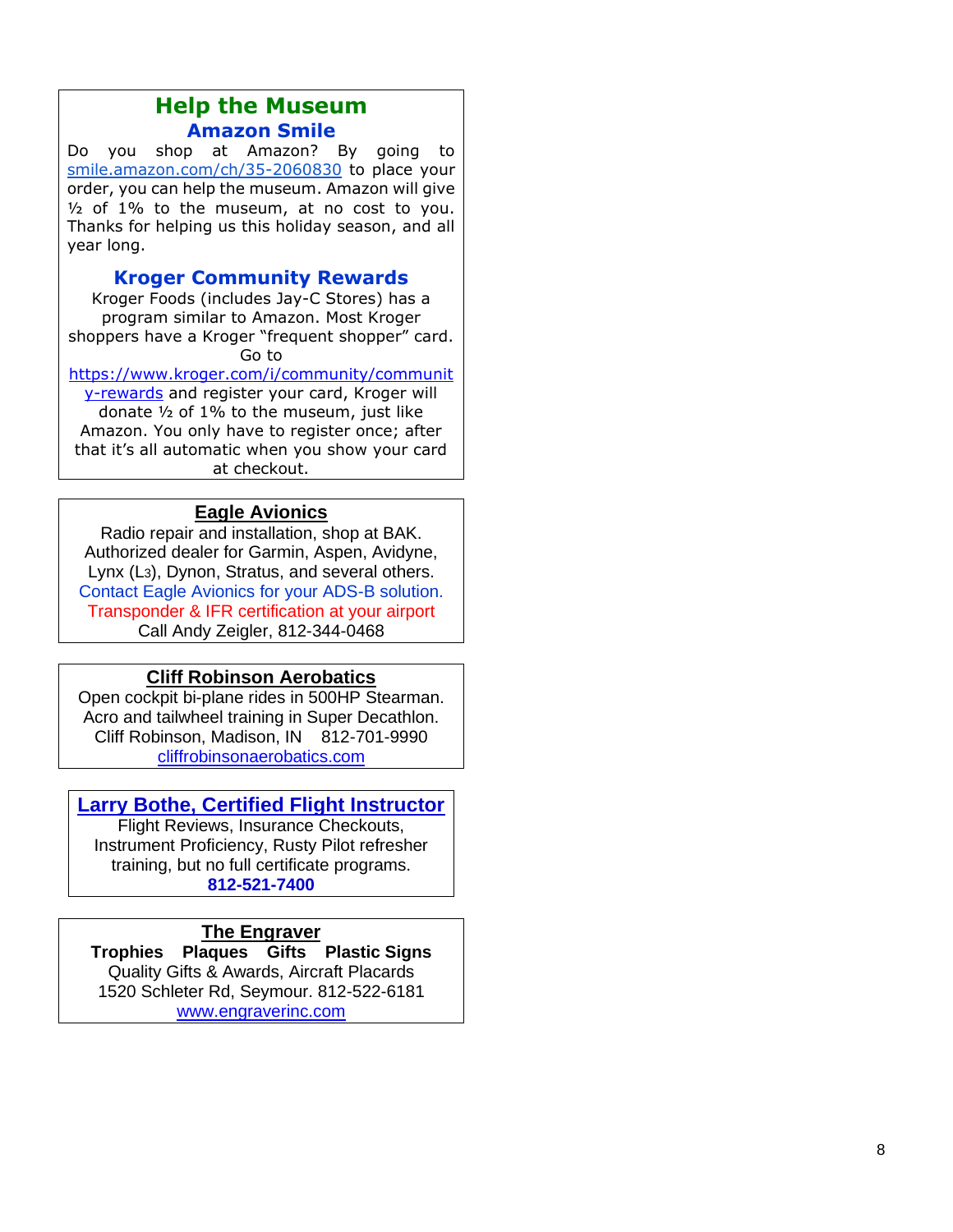## Help the Museum

### Amazon Smile

Do you shop at Amazon? By going to smile.amazon.com/ch/35-2060830 to place your order, you can help the museum. Amazon will give ½ of 1% to the museum, at no cost to you. Thanks for helping us this holiday season, and all year long.

### Kroger Community Rewards

Kroger Foods (includes Jay-C Stores) has a program similar to Amazon. Most Kroger shoppers have a Kroger "frequent shopper" card. Go to https://www.kroger.com/i/community/community-rewards and register your card, Kroger will donate ½ of 1% to the museum, just like Amazon. You only have to register once; after that it's all automatic when you show your card at checkout.

---

**Eagle Avionics**

Radio repair and installation, shop at BAK.
Authorized dealer for Garmin, Aspen, Avidyne, Lynx (L3), Dynon, Stratus, and several others.
Contact Eagle Avionics for your ADS-B solution.
Transponder & IFR certification at your airport
Call Andy Zeigler, 812-344-0468

---

**Cliff Robinson Aerobatics**

Open cockpit bi-plane rides in 500HP Stearman.
Acro and tailwheel training in Super Decathlon.
Cliff Robinson, Madison, IN 812-701-9990
cliffrobinsonaerobatics.com

---

**Larry Bothe, Certified Flight Instructor**

Flight Reviews, Insurance Checkouts, Instrument Proficiency, Rusty Pilot refresher training, but no full certificate programs.
**812-521-7400**

---

**The Engraver**

**Trophies Plaques Gifts Plastic Signs**
Quality Gifts & Awards, Aircraft Placards
1520 Schleter Rd, Seymour. 812-522-6181
www.engraverinc.com